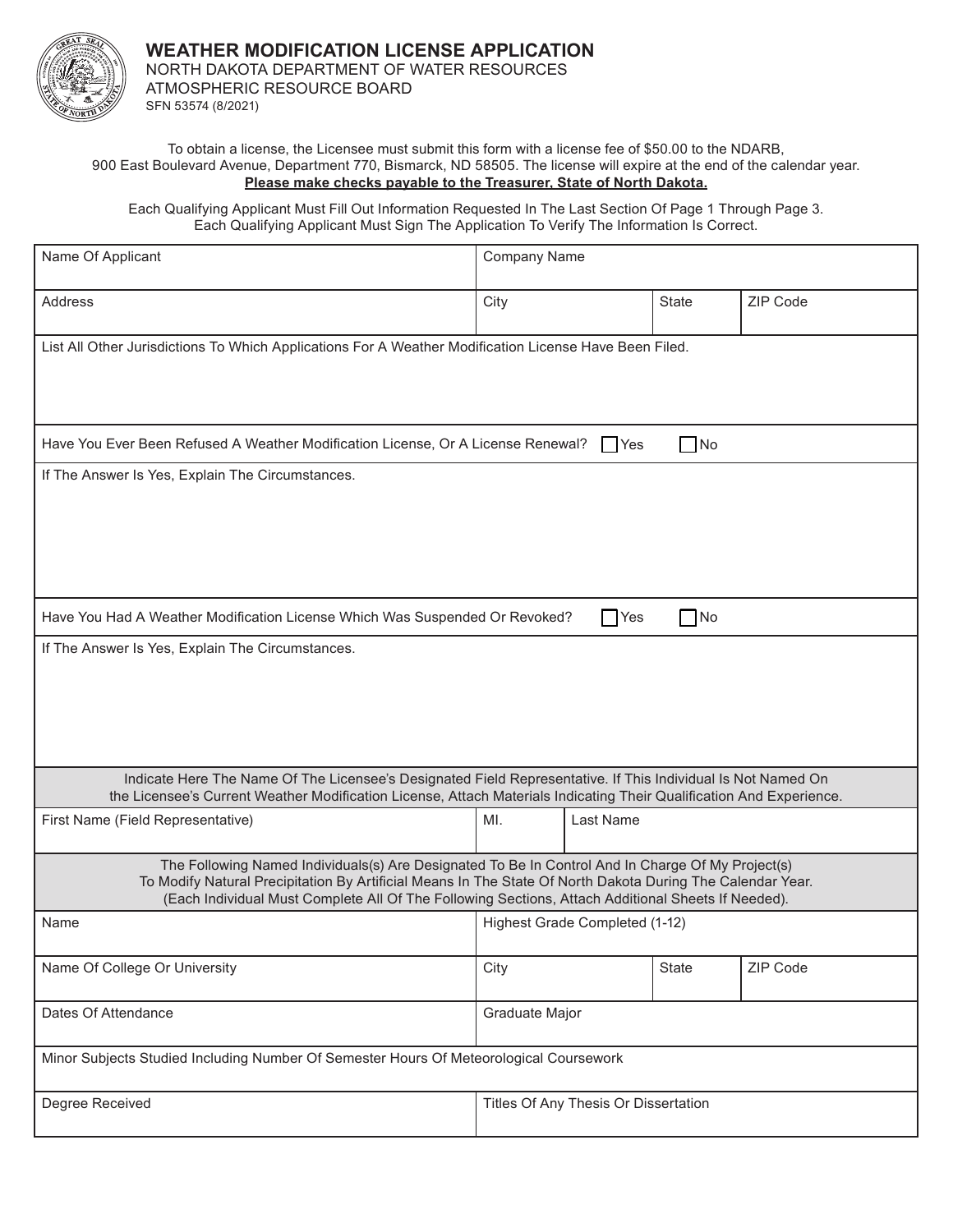# WEATHER MODIFICATION LICENSE APPLICATION

NORTH DAKOTA DEPARTMENT OF WATER RESOURCES
ATMOSPHERIC RESOURCE BOARD
SFN 53574 (8/2021)

To obtain a license, the Licensee must submit this form with a license fee of $50.00 to the NDARB, 900 East Boulevard Avenue, Department 770, Bismarck, ND 58505. The license will expire at the end of the calendar year.
**Please make checks payable to the Treasurer, State of North Dakota.**

Each Qualifying Applicant Must Fill Out Information Requested In The Last Section Of Page 1 Through Page 3.
Each Qualifying Applicant Must Sign The Application To Verify The Information Is Correct.

| Name Of Applicant | Company Name | | |
|---|---|---|---|
| Address | City | State | ZIP Code |

List All Other Jurisdictions To Which Applications For A Weather Modification License Have Been Filed.

Have You Ever Been Refused A Weather Modification License, Or A License Renewal? ☐ Yes ☐ No

If The Answer Is Yes, Explain The Circumstances.

Have You Had A Weather Modification License Which Was Suspended Or Revoked? ☐ Yes ☐ No

If The Answer Is Yes, Explain The Circumstances.

Indicate Here The Name Of The Licensee's Designated Field Representative. If This Individual Is Not Named On the Licensee's Current Weather Modification License, Attach Materials Indicating Their Qualification And Experience.

| First Name (Field Representative) | MI. | Last Name |
|---|---|---|

The Following Named Individuals(s) Are Designated To Be In Control And In Charge Of My Project(s) To Modify Natural Precipitation By Artificial Means In The State Of North Dakota During The Calendar Year. (Each Individual Must Complete All Of The Following Sections, Attach Additional Sheets If Needed).

| Name | Highest Grade Completed (1-12) | | |
|---|---|---|---|
| Name Of College Or University | City | State | ZIP Code |
| Dates Of Attendance | Graduate Major | | |
| Minor Subjects Studied Including Number Of Semester Hours Of Meteorological Coursework | | | |
| Degree Received | Titles Of Any Thesis Or Dissertation | | |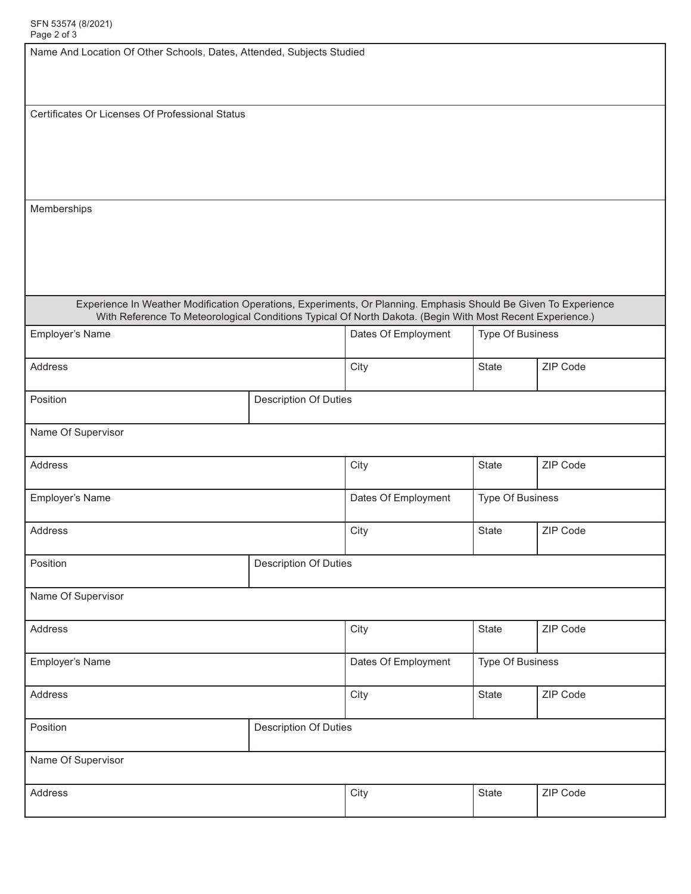Name And Location Of Other Schools, Dates, Attended, Subjects Studied

Certificates Or Licenses Of Professional Status

Memberships

**Experience In Weather Modification Operations, Experiments, Or Planning. Emphasis Should Be Given To Experience With Reference To Meteorological Conditions Typical Of North Dakota. (Begin With Most Recent Experience.)**

| Employer's Name | | Dates Of Employment | Type Of Business | |
|---|---|---|---|---|
| Address | | City | State | ZIP Code |
| Position | Description Of Duties | | | |
| Name Of Supervisor | | | | |
| Address | | City | State | ZIP Code |

| Employer's Name | | Dates Of Employment | Type Of Business | |
|---|---|---|---|---|
| Address | | City | State | ZIP Code |
| Position | Description Of Duties | | | |
| Name Of Supervisor | | | | |
| Address | | City | State | ZIP Code |

| Employer's Name | | Dates Of Employment | Type Of Business | |
|---|---|---|---|---|
| Address | | City | State | ZIP Code |
| Position | Description Of Duties | | | |
| Name Of Supervisor | | | | |
| Address | | City | State | ZIP Code |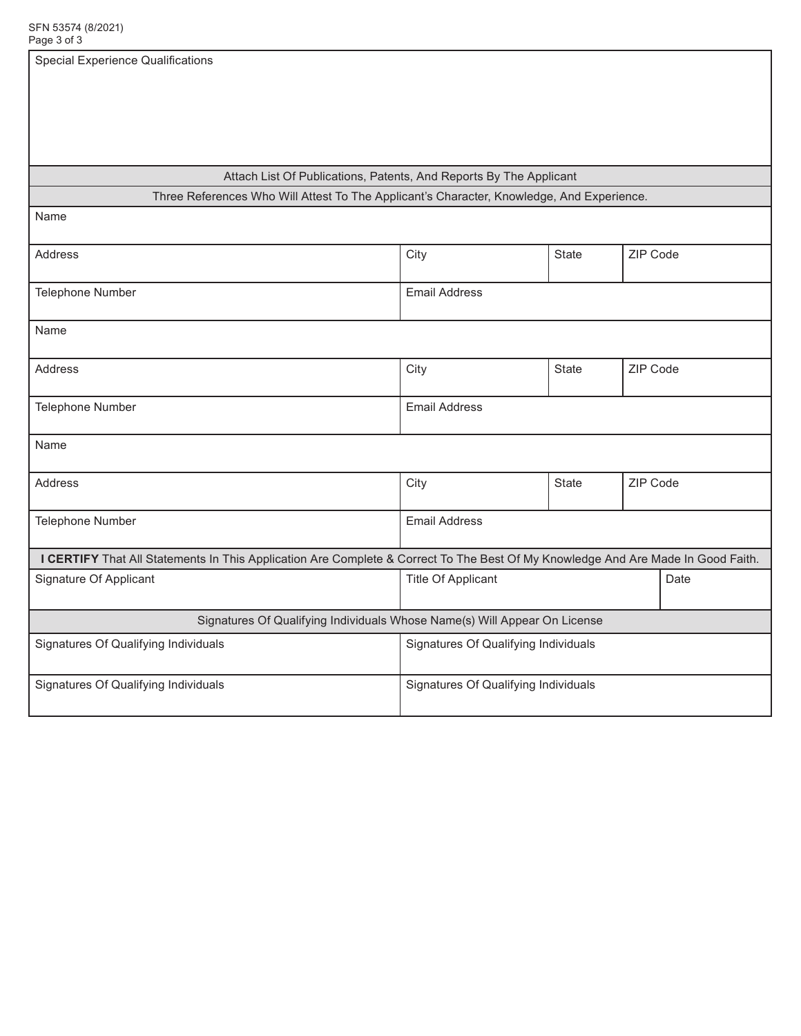SFN 53574 (8/2021)

Special Experience Qualifications

Attach List Of Publications, Patents, And Reports By The Applicant

Three References Who Will Attest To The Applicant's Character, Knowledge, And Experience.

| | | | |
|---|---|---|---|
| Name | | | |
| Address | City | State | ZIP Code |
| Telephone Number | Email Address | | |
| Name | | | |
| Address | City | State | ZIP Code |
| Telephone Number | Email Address | | |
| Name | | | |
| Address | City | State | ZIP Code |
| Telephone Number | Email Address | | |

**I CERTIFY** That All Statements In This Application Are Complete & Correct To The Best Of My Knowledge And Are Made In Good Faith.

| | | |
|---|---|---|
| Signature Of Applicant | Title Of Applicant | Date |

Signatures Of Qualifying Individuals Whose Name(s) Will Appear On License

| | |
|---|---|
| Signatures Of Qualifying Individuals | Signatures Of Qualifying Individuals |
| Signatures Of Qualifying Individuals | Signatures Of Qualifying Individuals |